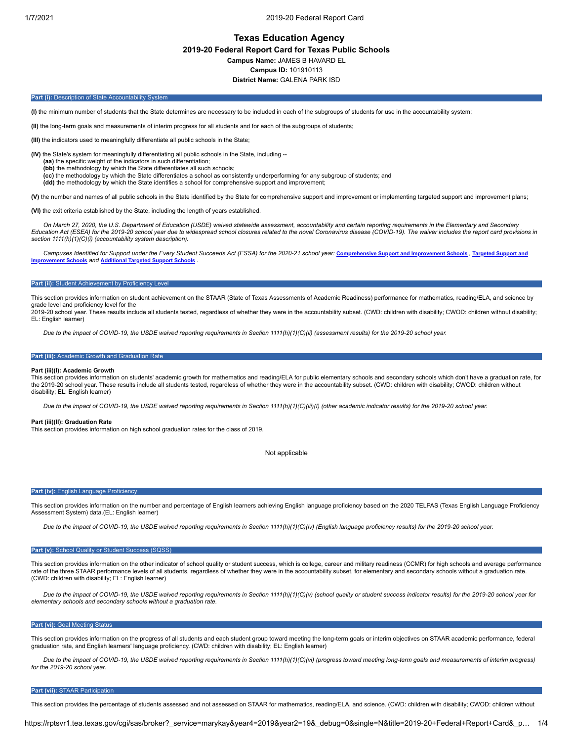# Texas Education Agency

## 2019-20 Federal Report Card for Texas Public Schools

**Campus Name:** JAMES B HAVARD EL

**Campus ID:** 101910113

**District Name:** GALENA PARK ISD

### Part (i): Description of State Accountability System

**(I)** the minimum number of students that the State determines are necessary to be included in each of the subgroups of students for use in the accountability system;

**(II)** the long-term goals and measurements of interim progress for all students and for each of the subgroups of students;

**(III)** the indicators used to meaningfully differentiate all public schools in the State;

**(IV)** the State's system for meaningfully differentiating all public schools in the State, including --
- **(aa)** the specific weight of the indicators in such differentiation;
- **(bb)** the methodology by which the State differentiates all such schools;
- **(cc)** the methodology by which the State differentiates a school as consistently underperforming for any subgroup of students; and
- **(dd)** the methodology by which the State identifies a school for comprehensive support and improvement;

**(V)** the number and names of all public schools in the State identified by the State for comprehensive support and improvement or implementing targeted support and improvement plans;

**(VI)** the exit criteria established by the State, including the length of years established.

*On March 27, 2020, the U.S. Department of Education (USDE) waived statewide assessment, accountability and certain reporting requirements in the Elementary and Secondary Education Act (ESEA) for the 2019-20 school year due to widespread school closures related to the novel Coronavirus disease (COVID-19). The waiver includes the report card provisions in section 1111(h)(1)(C)(i) (accountability system description).*

*Campuses Identified for Support under the Every Student Succeeds Act (ESSA) for the 2020-21 school year:* **Comprehensive Support and Improvement Schools** , **Targeted Support and Improvement Schools** *and* **Additional Targeted Support Schools** .

### Part (ii): Student Achievement by Proficiency Level

This section provides information on student achievement on the STAAR (State of Texas Assessments of Academic Readiness) performance for mathematics, reading/ELA, and science by grade level and proficiency level for the 2019-20 school year. These results include all students tested, regardless of whether they were in the accountability subset. (CWD: children with disability; CWOD: children without disability; EL: English learner)

*Due to the impact of COVID-19, the USDE waived reporting requirements in Section 1111(h)(1)(C)(ii) (assessment results) for the 2019-20 school year.*

### Part (iii): Academic Growth and Graduation Rate

**Part (iii)(I): Academic Growth**

This section provides information on students' academic growth for mathematics and reading/ELA for public elementary schools and secondary schools which don't have a graduation rate, for the 2019-20 school year. These results include all students tested, regardless of whether they were in the accountability subset. (CWD: children with disability; CWOD: children without disability; EL: English learner)

*Due to the impact of COVID-19, the USDE waived reporting requirements in Section 1111(h)(1)(C)(iii)(I) (other academic indicator results) for the 2019-20 school year.*

**Part (iii)(II): Graduation Rate**

This section provides information on high school graduation rates for the class of 2019.

Not applicable

### Part (iv): English Language Proficiency

This section provides information on the number and percentage of English learners achieving English language proficiency based on the 2020 TELPAS (Texas English Language Proficiency Assessment System) data.(EL: English learner)

*Due to the impact of COVID-19, the USDE waived reporting requirements in Section 1111(h)(1)(C)(iv) (English language proficiency results) for the 2019-20 school year.*

### Part (v): School Quality or Student Success (SQSS)

This section provides information on the other indicator of school quality or student success, which is college, career and military readiness (CCMR) for high schools and average performance rate of the three STAAR performance levels of all students, regardless of whether they were in the accountability subset, for elementary and secondary schools without a graduation rate. (CWD: children with disability; EL: English learner)

*Due to the impact of COVID-19, the USDE waived reporting requirements in Section 1111(h)(1)(C)(v) (school quality or student success indicator results) for the 2019-20 school year for elementary schools and secondary schools without a graduation rate.*

### Part (vi): Goal Meeting Status

This section provides information on the progress of all students and each student group toward meeting the long-term goals or interim objectives on STAAR academic performance, federal graduation rate, and English learners' language proficiency. (CWD: children with disability; EL: English learner)

*Due to the impact of COVID-19, the USDE waived reporting requirements in Section 1111(h)(1)(C)(vi) (progress toward meeting long-term goals and measurements of interim progress) for the 2019-20 school year.*

### Part (vii): STAAR Participation

This section provides the percentage of students assessed and not assessed on STAAR for mathematics, reading/ELA, and science. (CWD: children with disability; CWOD: children without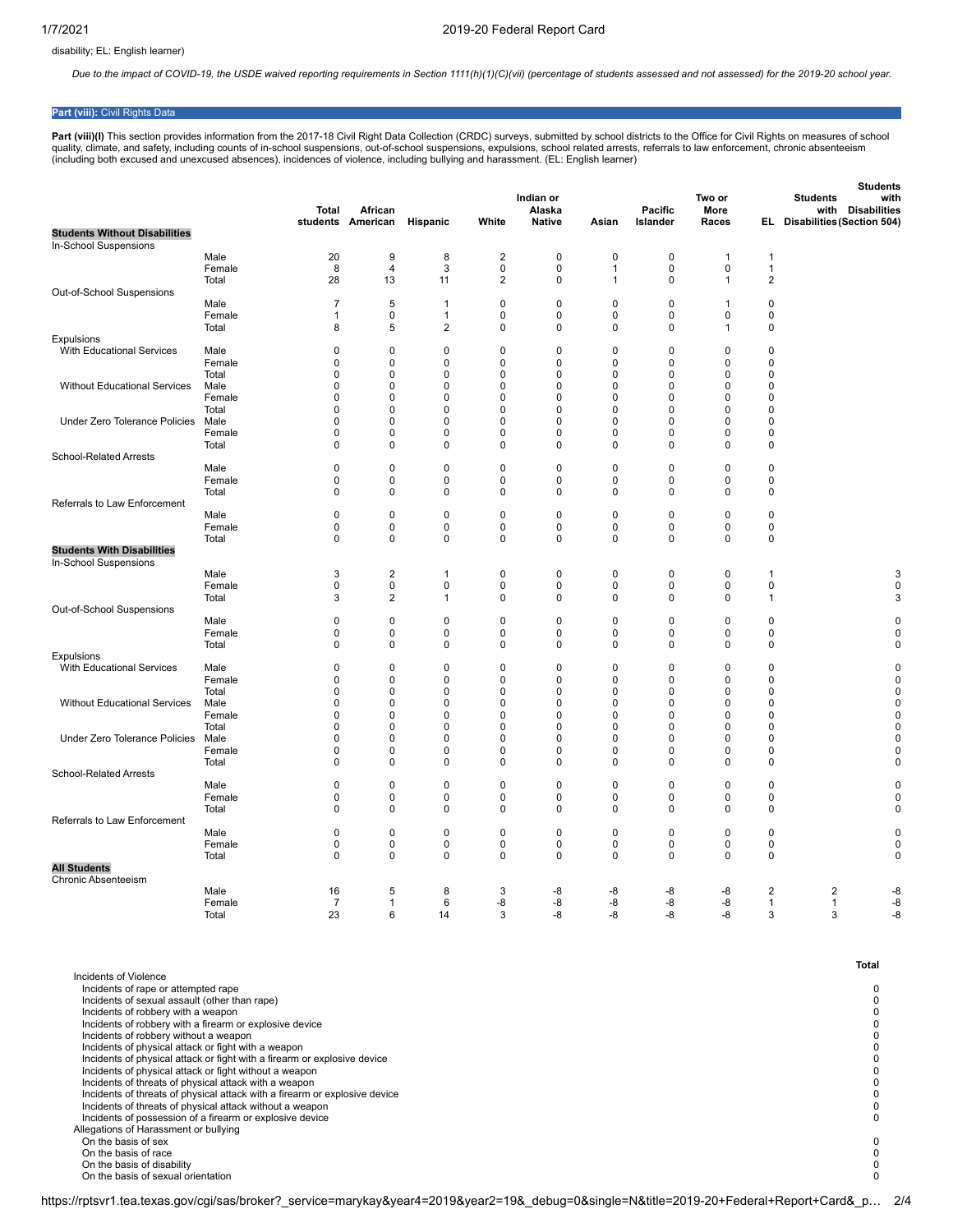disability; EL: English learner)

*Due to the impact of COVID-19, the USDE waived reporting requirements in Section 1111(h)(1)(C)(vii) (percentage of students assessed and not assessed) for the 2019-20 school year.*

## Part (viii): Civil Rights Data

**Part (viii)(I)** This section provides information from the 2017-18 Civil Right Data Collection (CRDC) surveys, submitted by school districts to the Office for Civil Rights on measures of school quality, climate, and safety, including counts of in-school suspensions, out-of-school suspensions, expulsions, school related arrests, referrals to law enforcement, chronic absenteeism (including both excused and unexcused absences), incidences of violence, including bullying and harassment. (EL: English learner)

| | | Total students | African American | Hispanic | White | Indian or Alaska Native | Asian | Pacific Islander | Two or More Races | EL | Students with Disabilities | Students with Disabilities (Section 504) |
|---|---|---|---|---|---|---|---|---|---|---|---|---|
| **Students Without Disabilities** | | | | | | | | | | | | |
| In-School Suspensions | | | | | | | | | | | | |
| | Male | 20 | 9 | 8 | 2 | 0 | 0 | 0 | 1 | 1 | | |
| | Female | 8 | 4 | 3 | 0 | 0 | 1 | 0 | 0 | 1 | | |
| | Total | 28 | 13 | 11 | 2 | 0 | 1 | 0 | 1 | 2 | | |
| Out-of-School Suspensions | | | | | | | | | | | | |
| | Male | 7 | 5 | 1 | 0 | 0 | 0 | 0 | 1 | 0 | | |
| | Female | 1 | 0 | 1 | 0 | 0 | 0 | 0 | 0 | 0 | | |
| | Total | 8 | 5 | 2 | 0 | 0 | 0 | 0 | 1 | 0 | | |
| Expulsions | | | | | | | | | | | | |
| With Educational Services | Male | 0 | 0 | 0 | 0 | 0 | 0 | 0 | 0 | 0 | | |
| | Female | 0 | 0 | 0 | 0 | 0 | 0 | 0 | 0 | 0 | | |
| | Total | 0 | 0 | 0 | 0 | 0 | 0 | 0 | 0 | 0 | | |
| Without Educational Services | Male | 0 | 0 | 0 | 0 | 0 | 0 | 0 | 0 | 0 | | |
| | Female | 0 | 0 | 0 | 0 | 0 | 0 | 0 | 0 | 0 | | |
| | Total | 0 | 0 | 0 | 0 | 0 | 0 | 0 | 0 | 0 | | |
| Under Zero Tolerance Policies | Male | 0 | 0 | 0 | 0 | 0 | 0 | 0 | 0 | 0 | | |
| | Female | 0 | 0 | 0 | 0 | 0 | 0 | 0 | 0 | 0 | | |
| | Total | 0 | 0 | 0 | 0 | 0 | 0 | 0 | 0 | 0 | | |
| School-Related Arrests | | | | | | | | | | | | |
| | Male | 0 | 0 | 0 | 0 | 0 | 0 | 0 | 0 | 0 | | |
| | Female | 0 | 0 | 0 | 0 | 0 | 0 | 0 | 0 | 0 | | |
| | Total | 0 | 0 | 0 | 0 | 0 | 0 | 0 | 0 | 0 | | |
| Referrals to Law Enforcement | | | | | | | | | | | | |
| | Male | 0 | 0 | 0 | 0 | 0 | 0 | 0 | 0 | 0 | | |
| | Female | 0 | 0 | 0 | 0 | 0 | 0 | 0 | 0 | 0 | | |
| | Total | 0 | 0 | 0 | 0 | 0 | 0 | 0 | 0 | 0 | | |
| **Students With Disabilities** | | | | | | | | | | | | |
| In-School Suspensions | | | | | | | | | | | | |
| | Male | 3 | 2 | 1 | 0 | 0 | 0 | 0 | 0 | 1 | | 3 |
| | Female | 0 | 0 | 0 | 0 | 0 | 0 | 0 | 0 | 0 | | 0 |
| | Total | 3 | 2 | 1 | 0 | 0 | 0 | 0 | 0 | 1 | | 3 |
| Out-of-School Suspensions | | | | | | | | | | | | |
| | Male | 0 | 0 | 0 | 0 | 0 | 0 | 0 | 0 | 0 | | 0 |
| | Female | 0 | 0 | 0 | 0 | 0 | 0 | 0 | 0 | 0 | | 0 |
| | Total | 0 | 0 | 0 | 0 | 0 | 0 | 0 | 0 | 0 | | 0 |
| Expulsions | | | | | | | | | | | | |
| With Educational Services | Male | 0 | 0 | 0 | 0 | 0 | 0 | 0 | 0 | 0 | | 0 |
| | Female | 0 | 0 | 0 | 0 | 0 | 0 | 0 | 0 | 0 | | 0 |
| | Total | 0 | 0 | 0 | 0 | 0 | 0 | 0 | 0 | 0 | | 0 |
| Without Educational Services | Male | 0 | 0 | 0 | 0 | 0 | 0 | 0 | 0 | 0 | | 0 |
| | Female | 0 | 0 | 0 | 0 | 0 | 0 | 0 | 0 | 0 | | 0 |
| | Total | 0 | 0 | 0 | 0 | 0 | 0 | 0 | 0 | 0 | | 0 |
| Under Zero Tolerance Policies | Male | 0 | 0 | 0 | 0 | 0 | 0 | 0 | 0 | 0 | | 0 |
| | Female | 0 | 0 | 0 | 0 | 0 | 0 | 0 | 0 | 0 | | 0 |
| | Total | 0 | 0 | 0 | 0 | 0 | 0 | 0 | 0 | 0 | | 0 |
| School-Related Arrests | | | | | | | | | | | | |
| | Male | 0 | 0 | 0 | 0 | 0 | 0 | 0 | 0 | 0 | | 0 |
| | Female | 0 | 0 | 0 | 0 | 0 | 0 | 0 | 0 | 0 | | 0 |
| | Total | 0 | 0 | 0 | 0 | 0 | 0 | 0 | 0 | 0 | | 0 |
| Referrals to Law Enforcement | | | | | | | | | | | | |
| | Male | 0 | 0 | 0 | 0 | 0 | 0 | 0 | 0 | 0 | | 0 |
| | Female | 0 | 0 | 0 | 0 | 0 | 0 | 0 | 0 | 0 | | 0 |
| | Total | 0 | 0 | 0 | 0 | 0 | 0 | 0 | 0 | 0 | | 0 |
| **All Students** | | | | | | | | | | | | |
| Chronic Absenteeism | | | | | | | | | | | | |
| | Male | 16 | 5 | 8 | 3 | -8 | -8 | -8 | -8 | 2 | 2 | -8 |
| | Female | 7 | 1 | 6 | -8 | -8 | -8 | -8 | -8 | 1 | 1 | -8 |
| | Total | 23 | 6 | 14 | 3 | -8 | -8 | -8 | -8 | 3 | 3 | -8 |

| | Total |
|---|---|
| Incidents of Violence | |
| Incidents of rape or attempted rape | 0 |
| Incidents of sexual assault (other than rape) | 0 |
| Incidents of robbery with a weapon | 0 |
| Incidents of robbery with a firearm or explosive device | 0 |
| Incidents of robbery without a weapon | 0 |
| Incidents of physical attack or fight with a weapon | 0 |
| Incidents of physical attack or fight with a firearm or explosive device | 0 |
| Incidents of physical attack or fight without a weapon | 0 |
| Incidents of threats of physical attack with a weapon | 0 |
| Incidents of threats of physical attack with a firearm or explosive device | 0 |
| Incidents of threats of physical attack without a weapon | 0 |
| Incidents of possession of a firearm or explosive device | 0 |
| Allegations of Harassment or bullying | |
| On the basis of sex | 0 |
| On the basis of race | 0 |
| On the basis of disability | 0 |
| On the basis of sexual orientation | 0 |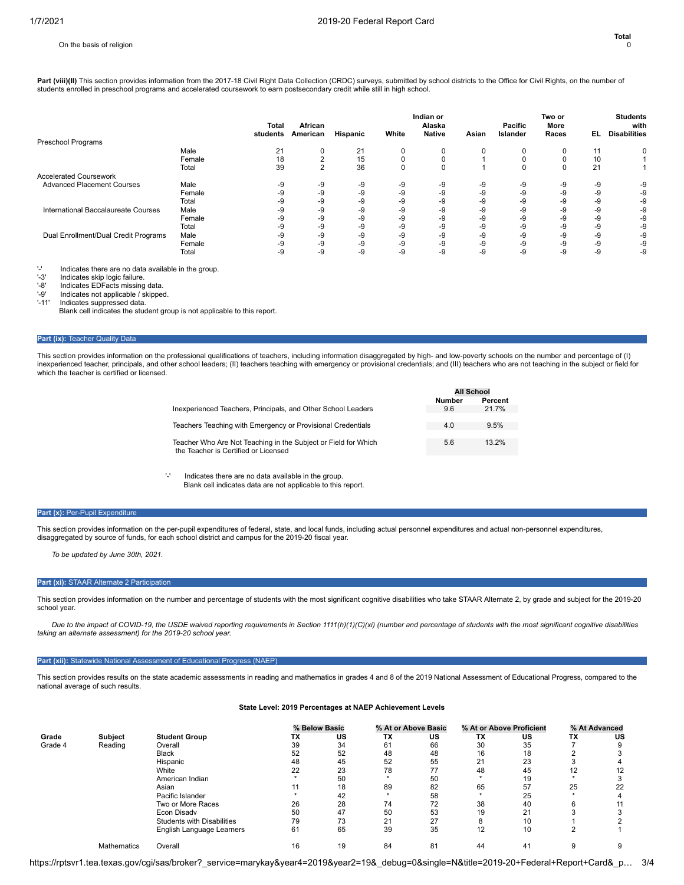| | Total |
|---|---|
| On the basis of religion | 0 |

**Part (viii)(II)** This section provides information from the 2017-18 Civil Right Data Collection (CRDC) surveys, submitted by school districts to the Office for Civil Rights, on the number of students enrolled in preschool programs and accelerated coursework to earn postsecondary credit while still in high school.

| | | Total students | African American | Hispanic | White | Indian or Alaska Native | Asian | Pacific Islander | Two or More Races | EL | Students with Disabilities |
|---|---|---|---|---|---|---|---|---|---|---|---|
| Preschool Programs | | | | | | | | | | | |
| | Male | 21 | 0 | 21 | 0 | 0 | 0 | 0 | 0 | 11 | 0 |
| | Female | 18 | 2 | 15 | 0 | 0 | 1 | 0 | 0 | 10 | 1 |
| | Total | 39 | 2 | 36 | 0 | 0 | 1 | 0 | 0 | 21 | 1 |
| Accelerated Coursework | | | | | | | | | | | |
| Advanced Placement Courses | Male | -9 | -9 | -9 | -9 | -9 | -9 | -9 | -9 | -9 | -9 |
| | Female | -9 | -9 | -9 | -9 | -9 | -9 | -9 | -9 | -9 | -9 |
| | Total | -9 | -9 | -9 | -9 | -9 | -9 | -9 | -9 | -9 | -9 |
| International Baccalaureate Courses | Male | -9 | -9 | -9 | -9 | -9 | -9 | -9 | -9 | -9 | -9 |
| | Female | -9 | -9 | -9 | -9 | -9 | -9 | -9 | -9 | -9 | -9 |
| | Total | -9 | -9 | -9 | -9 | -9 | -9 | -9 | -9 | -9 | -9 |
| Dual Enrollment/Dual Credit Programs | Male | -9 | -9 | -9 | -9 | -9 | -9 | -9 | -9 | -9 | -9 |
| | Female | -9 | -9 | -9 | -9 | -9 | -9 | -9 | -9 | -9 | -9 |
| | Total | -9 | -9 | -9 | -9 | -9 | -9 | -9 | -9 | -9 | -9 |

'-' Indicates there are no data available in the group.
'-3' Indicates skip logic failure.
'-8' Indicates EDFacts missing data.
'-9' Indicates not applicable / skipped.
'-11' Indicates suppressed data.
Blank cell indicates the student group is not applicable to this report.

## Part (ix): Teacher Quality Data

This section provides information on the professional qualifications of teachers, including information disaggregated by high- and low-poverty schools on the number and percentage of (I) inexperienced teacher, principals, and other school leaders; (II) teachers teaching with emergency or provisional credentials; and (III) teachers who are not teaching in the subject or field for which the teacher is certified or licensed.

| | All School | |
|---|---|---|
| | Number | Percent |
| Inexperienced Teachers, Principals, and Other School Leaders | 9.6 | 21.7% |
| Teachers Teaching with Emergency or Provisional Credentials | 4.0 | 9.5% |
| Teacher Who Are Not Teaching in the Subject or Field for Which the Teacher is Certified or Licensed | 5.6 | 13.2% |

'-' Indicates there are no data available in the group.
Blank cell indicates data are not applicable to this report.

## Part (x): Per-Pupil Expenditure

This section provides information on the per-pupil expenditures of federal, state, and local funds, including actual personnel expenditures and actual non-personnel expenditures, disaggregated by source of funds, for each school district and campus for the 2019-20 fiscal year.

*To be updated by June 30th, 2021.*

## Part (xi): STAAR Alternate 2 Participation

This section provides information on the number and percentage of students with the most significant cognitive disabilities who take STAAR Alternate 2, by grade and subject for the 2019-20 school year.

*Due to the impact of COVID-19, the USDE waived reporting requirements in Section 1111(h)(1)(C)(xi) (number and percentage of students with the most significant cognitive disabilities taking an alternate assessment) for the 2019-20 school year.*

## Part (xii): Statewide National Assessment of Educational Progress (NAEP)

This section provides results on the state academic assessments in reading and mathematics in grades 4 and 8 of the 2019 National Assessment of Educational Progress, compared to the national average of such results.

**State Level: 2019 Percentages at NAEP Achievement Levels**

| | | | % Below Basic | | % At or Above Basic | | % At or Above Proficient | | % At Advanced | |
|---|---|---|---|---|---|---|---|---|---|---|
| Grade | Subject | Student Group | TX | US | TX | US | TX | US | TX | US |
| Grade 4 | Reading | Overall | 39 | 34 | 61 | 66 | 30 | 35 | 7 | 9 |
| | | Black | 52 | 52 | 48 | 48 | 16 | 18 | 2 | 3 |
| | | Hispanic | 48 | 45 | 52 | 55 | 21 | 23 | 3 | 4 |
| | | White | 22 | 23 | 78 | 77 | 48 | 45 | 12 | 12 |
| | | American Indian | * | 50 | * | 50 | * | 19 | * | 3 |
| | | Asian | 11 | 18 | 89 | 82 | 65 | 57 | 25 | 22 |
| | | Pacific Islander | * | 42 | * | 58 | * | 25 | * | 4 |
| | | Two or More Races | 26 | 28 | 74 | 72 | 38 | 40 | 6 | 11 |
| | | Econ Disadv | 50 | 47 | 50 | 53 | 19 | 21 | 3 | 3 |
| | | Students with Disabilities | 79 | 73 | 21 | 27 | 8 | 10 | 1 | 2 |
| | | English Language Learners | 61 | 65 | 39 | 35 | 12 | 10 | 2 | 1 |
| | Mathematics | Overall | 16 | 19 | 84 | 81 | 44 | 41 | 9 | 9 |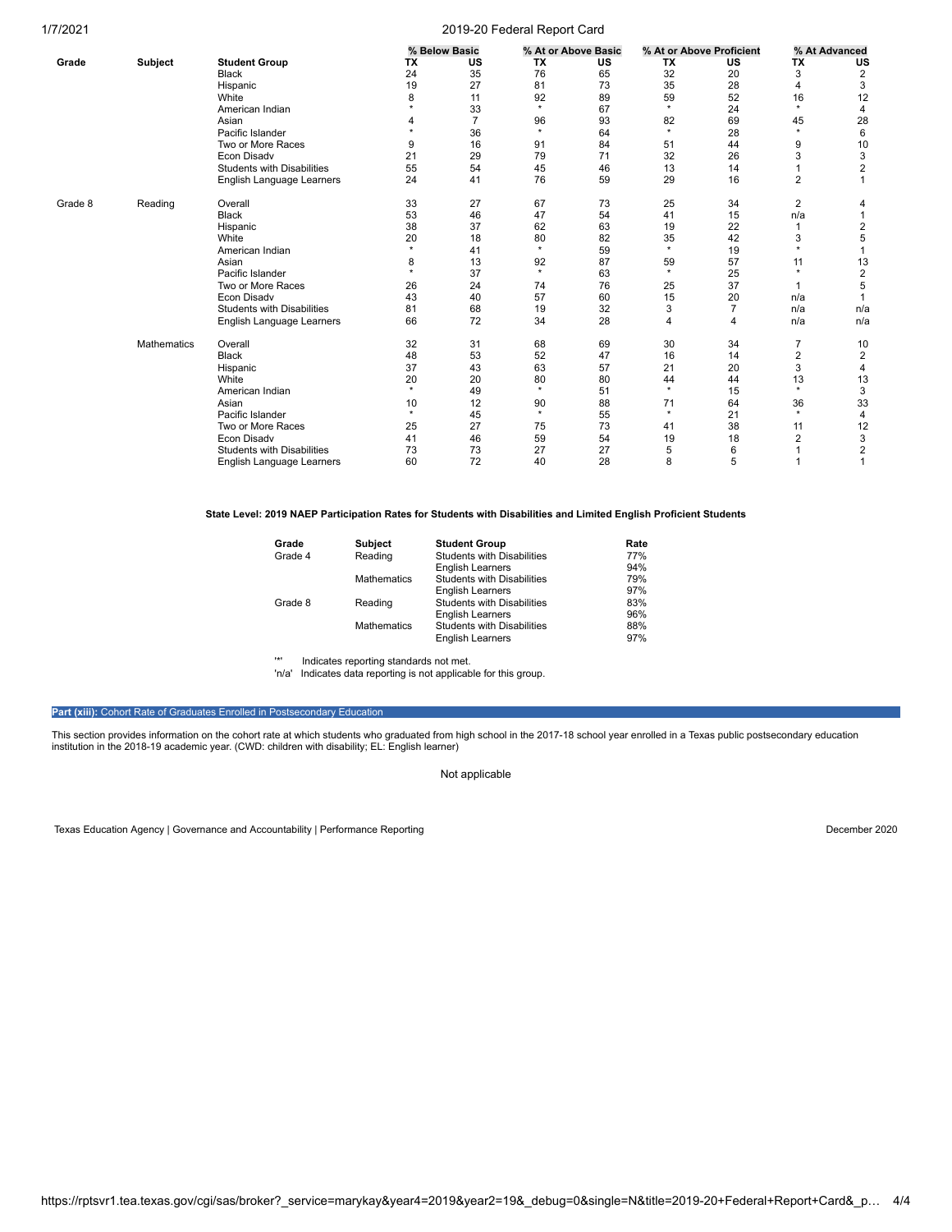| Grade | Subject | Student Group | % Below Basic TX | % Below Basic US | % At or Above Basic TX | % At or Above Basic US | % At or Above Proficient TX | % At or Above Proficient US | % At Advanced TX | % At Advanced US |
|---|---|---|---|---|---|---|---|---|---|---|
| | | Black | 24 | 35 | 76 | 65 | 32 | 20 | 3 | 2 |
| | | Hispanic | 19 | 27 | 81 | 73 | 35 | 28 | 4 | 3 |
| | | White | 8 | 11 | 92 | 89 | 59 | 52 | 16 | 12 |
| | | American Indian | * | 33 | * | 67 | * | 24 | * | 4 |
| | | Asian | 4 | 7 | 96 | 93 | 82 | 69 | 45 | 28 |
| | | Pacific Islander | * | 36 | * | 64 | * | 28 | * | 6 |
| | | Two or More Races | 9 | 16 | 91 | 84 | 51 | 44 | 9 | 10 |
| | | Econ Disadv | 21 | 29 | 79 | 71 | 32 | 26 | 3 | 3 |
| | | Students with Disabilities | 55 | 54 | 45 | 46 | 13 | 14 | 1 | 2 |
| | | English Language Learners | 24 | 41 | 76 | 59 | 29 | 16 | 2 | 1 |
| Grade 8 | Reading | Overall | 33 | 27 | 67 | 73 | 25 | 34 | 2 | 4 |
| | | Black | 53 | 46 | 47 | 54 | 41 | 15 | n/a | 1 |
| | | Hispanic | 38 | 37 | 62 | 63 | 19 | 22 | 1 | 2 |
| | | White | 20 | 18 | 80 | 82 | 35 | 42 | 3 | 5 |
| | | American Indian | * | 41 | * | 59 | * | 19 | * | 1 |
| | | Asian | 8 | 13 | 92 | 87 | 59 | 57 | 11 | 13 |
| | | Pacific Islander | * | 37 | * | 63 | * | 25 | * | 2 |
| | | Two or More Races | 26 | 24 | 74 | 76 | 25 | 37 | 1 | 5 |
| | | Econ Disadv | 43 | 40 | 57 | 60 | 15 | 20 | n/a | 1 |
| | | Students with Disabilities | 81 | 68 | 19 | 32 | 3 | 7 | n/a | n/a |
| | | English Language Learners | 66 | 72 | 34 | 28 | 4 | 4 | n/a | n/a |
| | Mathematics | Overall | 32 | 31 | 68 | 69 | 30 | 34 | 7 | 10 |
| | | Black | 48 | 53 | 52 | 47 | 16 | 14 | 2 | 2 |
| | | Hispanic | 37 | 43 | 63 | 57 | 21 | 20 | 3 | 4 |
| | | White | 20 | 20 | 80 | 80 | 44 | 44 | 13 | 13 |
| | | American Indian | * | 49 | * | 51 | * | 15 | * | 3 |
| | | Asian | 10 | 12 | 90 | 88 | 71 | 64 | 36 | 33 |
| | | Pacific Islander | * | 45 | * | 55 | * | 21 | * | 4 |
| | | Two or More Races | 25 | 27 | 75 | 73 | 41 | 38 | 11 | 12 |
| | | Econ Disadv | 41 | 46 | 59 | 54 | 19 | 18 | 2 | 3 |
| | | Students with Disabilities | 73 | 73 | 27 | 27 | 5 | 6 | 1 | 2 |
| | | English Language Learners | 60 | 72 | 40 | 28 | 8 | 5 | 1 | 1 |

**State Level: 2019 NAEP Participation Rates for Students with Disabilities and Limited English Proficient Students**

| Grade | Subject | Student Group | Rate |
|---|---|---|---|
| Grade 4 | Reading | Students with Disabilities | 77% |
| | | English Learners | 94% |
| | Mathematics | Students with Disabilities | 79% |
| | | English Learners | 97% |
| Grade 8 | Reading | Students with Disabilities | 83% |
| | | English Learners | 96% |
| | Mathematics | Students with Disabilities | 88% |
| | | English Learners | 97% |

'*' Indicates reporting standards not met.
'n/a' Indicates data reporting is not applicable for this group.

## **Part (xiii):** Cohort Rate of Graduates Enrolled in Postsecondary Education

This section provides information on the cohort rate at which students who graduated from high school in the 2017-18 school year enrolled in a Texas public postsecondary education institution in the 2018-19 academic year. (CWD: children with disability; EL: English learner)

Not applicable

Texas Education Agency | Governance and Accountability | Performance Reporting

December 2020